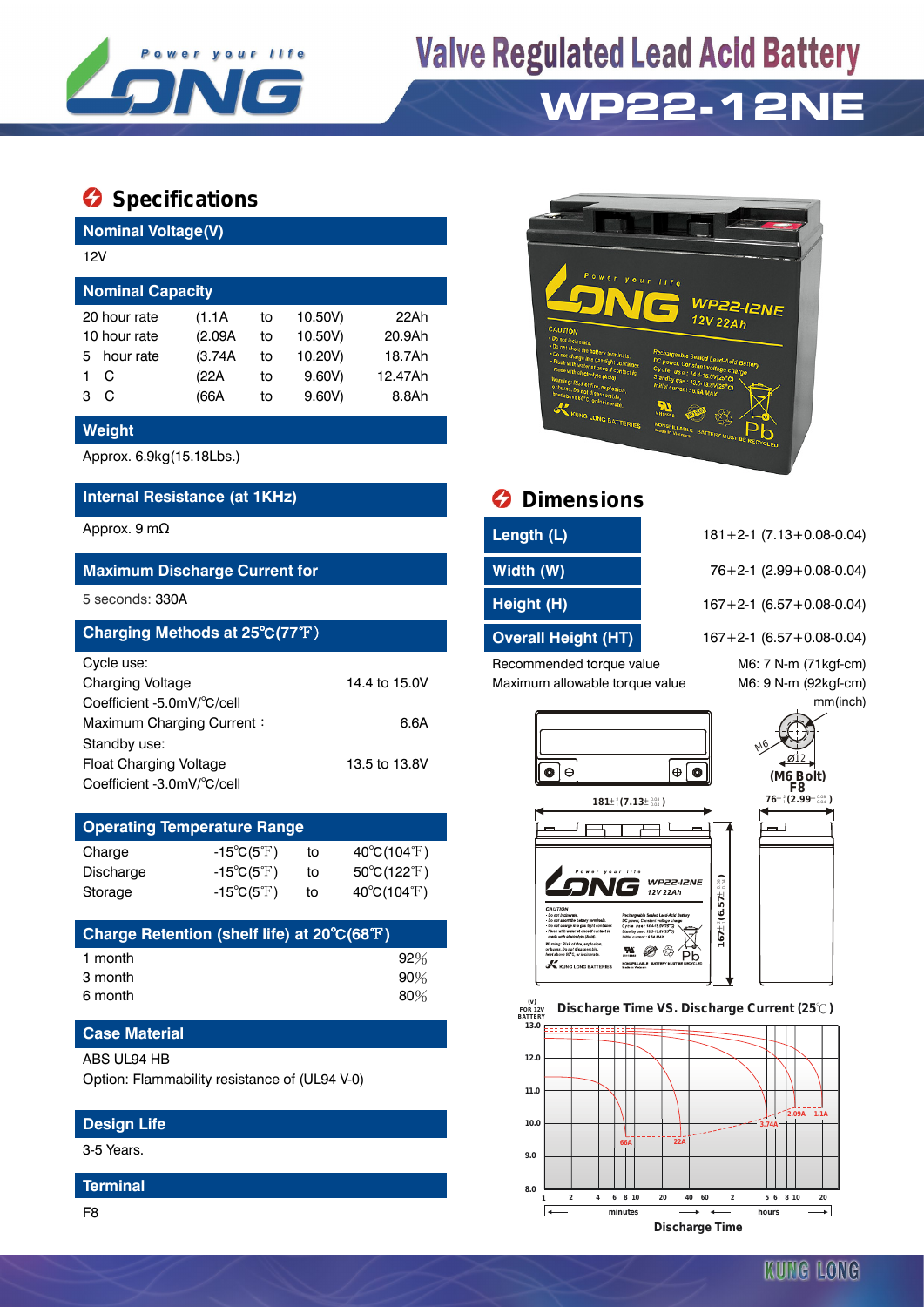# Valve Regulated Lead Acid Battery

# WP22-12NE

## Specifications

### Nominal Voltage(V)

12V

### Nominal Capacity

| | | | | |
|---|---|---|---|---|
| 20 hour rate | (1.1A | to | 10.50V) | 22Ah |
| 10 hour rate | (2.09A | to | 10.50V) | 20.9Ah |
| 5 hour rate | (3.74A | to | 10.20V) | 18.7Ah |
| 1 C | (22A | to | 9.60V) | 12.47Ah |
| 3 C | (66A | to | 9.60V) | 8.8Ah |

### Weight

Approx. 6.9kg(15.18Lbs.)

### Internal Resistance (at 1KHz)

Approx. 9 mΩ

### Maximum Discharge Current for

5 seconds: 330A

### Charging Methods at 25℃(77℉)

Cycle use:

| | |
|---|---|
| Charging Voltage | 14.4 to 15.0V |
| Coefficient -5.0mV/℃/cell | |
| Maximum Charging Current： | 6.6A |

Standby use:

| | |
|---|---|
| Float Charging Voltage | 13.5 to 13.8V |
| Coefficient -3.0mV/℃/cell | |

### Operating Temperature Range

| | | | |
|---|---|---|---|
| Charge | -15℃(5℉) | to | 40℃(104℉) |
| Discharge | -15℃(5℉) | to | 50℃(122℉) |
| Storage | -15℃(5℉) | to | 40℃(104℉) |

### Charge Retention (shelf life) at 20℃(68℉)

| | |
|---|---|
| 1 month | 92% |
| 3 month | 90% |
| 6 month | 80% |

### Case Material

ABS UL94 HB

Option: Flammability resistance of (UL94 V-0)

### Design Life

3-5 Years.

### Terminal

F8

## Dimensions

| | |
|---|---|
| Length (L) | 181+2-1 (7.13+0.08-0.04) |
| Width (W) | 76+2-1 (2.99+0.08-0.04) |
| Height (H) | 167+2-1 (6.57+0.08-0.04) |
| Overall Height (HT) | 167+2-1 (6.57+0.08-0.04) |

| | |
|---|---|
| Recommended torque value | M6: 7 N-m (71kgf-cm) |
| Maximum allowable torque value | M6: 9 N-m (92kgf-cm) |

mm(inch)

(M6 Bolt) F8

**Discharge Time VS. Discharge Current (25℃)**

Discharge Time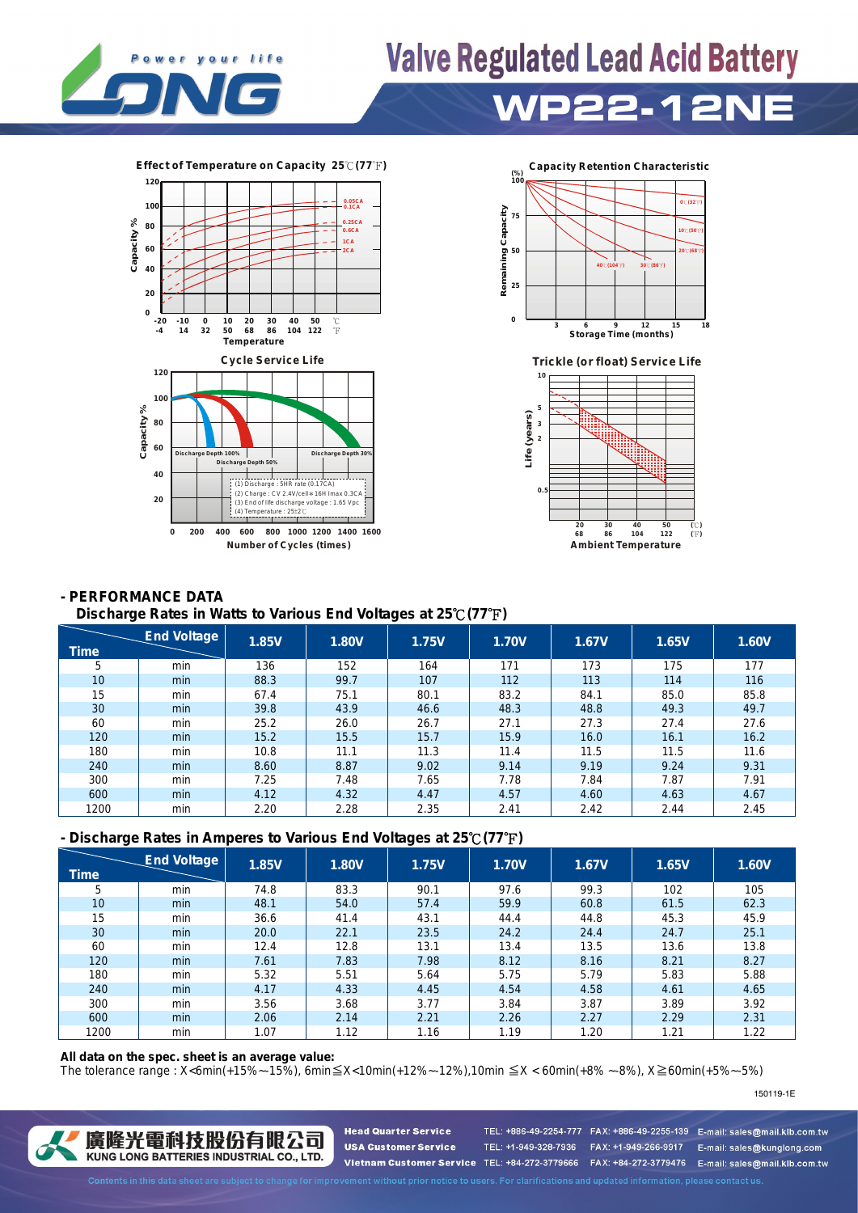# Valve Regulated Lead Acid Battery

## WP22-12NE

Effect of Temperature on Capacity 25℃(77℉)

120
100
80
60
40
20
0
Capacity %
0.05CA
0.1CA
0.25CA
0.6CA
1CA
2CA
-20 -10 0 10 20 30 40 50 ℃
-4 14 32 50 68 86 104 122 ℉
Temperature

Capacity Retention Characteristic

(%) 100
75
50
25
0
Remaining Capacity
0℃(32℉)
10℃(50℉)
20℃(68℉)
30℃(86℉)
40℃(104℉)
3 6 9 12 15 18
Storage Time (months)

Cycle Service Life

120
100
80
60
40
20
Capacity %
Discharge Depth 100%
Discharge Depth 50%
Discharge Depth 30%
(1) Discharge : 5HR rate (0.17CA)
(2) Charge : CV 2.4V/cell≠16H Imax 0.3CA
(3) End of life discharge voltage : 1.65 Vpc
(4) Temperature : 25±2℃
0 200 400 600 800 1000 1200 1400 1600
Number of Cycles (times)

Trickle (or float) Service Life

10
5
3
2
0.5
Life (years)
20 30 40 50 (℃)
68 86 104 122 (℉)
Ambient Temperature

## - PERFORMANCE DATA

### Discharge Rates in Watts to Various End Voltages at 25℃(77℉)

| Time | End Voltage | 1.85V | 1.80V | 1.75V | 1.70V | 1.67V | 1.65V | 1.60V |
|---|---|---|---|---|---|---|---|---|
| 5 | min | 136 | 152 | 164 | 171 | 173 | 175 | 177 |
| 10 | min | 88.3 | 99.7 | 107 | 112 | 113 | 114 | 116 |
| 15 | min | 67.4 | 75.1 | 80.1 | 83.2 | 84.1 | 85.0 | 85.8 |
| 30 | min | 39.8 | 43.9 | 46.6 | 48.3 | 48.8 | 49.3 | 49.7 |
| 60 | min | 25.2 | 26.0 | 26.7 | 27.1 | 27.3 | 27.4 | 27.6 |
| 120 | min | 15.2 | 15.5 | 15.7 | 15.9 | 16.0 | 16.1 | 16.2 |
| 180 | min | 10.8 | 11.1 | 11.3 | 11.4 | 11.5 | 11.5 | 11.6 |
| 240 | min | 8.60 | 8.87 | 9.02 | 9.14 | 9.19 | 9.24 | 9.31 |
| 300 | min | 7.25 | 7.48 | 7.65 | 7.78 | 7.84 | 7.87 | 7.91 |
| 600 | min | 4.12 | 4.32 | 4.47 | 4.57 | 4.60 | 4.63 | 4.67 |
| 1200 | min | 2.20 | 2.28 | 2.35 | 2.41 | 2.42 | 2.44 | 2.45 |

### - Discharge Rates in Amperes to Various End Voltages at 25℃(77℉)

| Time | End Voltage | 1.85V | 1.80V | 1.75V | 1.70V | 1.67V | 1.65V | 1.60V |
|---|---|---|---|---|---|---|---|---|
| 5 | min | 74.8 | 83.3 | 90.1 | 97.6 | 99.3 | 102 | 105 |
| 10 | min | 48.1 | 54.0 | 57.4 | 59.9 | 60.8 | 61.5 | 62.3 |
| 15 | min | 36.6 | 41.4 | 43.1 | 44.4 | 44.8 | 45.3 | 45.9 |
| 30 | min | 20.0 | 22.1 | 23.5 | 24.2 | 24.4 | 24.7 | 25.1 |
| 60 | min | 12.4 | 12.8 | 13.1 | 13.4 | 13.5 | 13.6 | 13.8 |
| 120 | min | 7.61 | 7.83 | 7.98 | 8.12 | 8.16 | 8.21 | 8.27 |
| 180 | min | 5.32 | 5.51 | 5.64 | 5.75 | 5.79 | 5.83 | 5.88 |
| 240 | min | 4.17 | 4.33 | 4.45 | 4.54 | 4.58 | 4.61 | 4.65 |
| 300 | min | 3.56 | 3.68 | 3.77 | 3.84 | 3.87 | 3.89 | 3.92 |
| 600 | min | 2.06 | 2.14 | 2.21 | 2.26 | 2.27 | 2.29 | 2.31 |
| 1200 | min | 1.07 | 1.12 | 1.16 | 1.19 | 1.20 | 1.21 | 1.22 |

**All data on the spec. sheet is an average value:**
The tolerance range : X<6min(+15%~-15%), 6min≦X<10min(+12%~-12%),10min ≦X <60min(+8% ~-8%), X≧60min(+5%~-5%)

150119-1E

廣隆光電科技股份有限公司
KUNG LONG BATTERIES INDUSTRIAL CO., LTD.

| | | | |
|---|---|---|---|
| Head Quarter Service | TEL: +886-49-2254-777 | FAX: +886-49-2255-139 | E-mail: sales@mail.klb.com.tw |
| USA Customer Service | TEL: +1-949-328-7936 | FAX: +1-949-266-9917 | E-mail: sales@kunglong.com |
| Vietnam Customer Service | TEL: +84-272-3779666 | FAX: +84-272-3779476 | E-mail: sales@mail.klb.com.tw |

Contents in this data sheet are subject to change for improvement without prior notice to users. For clarifications and updated information, please contact us.